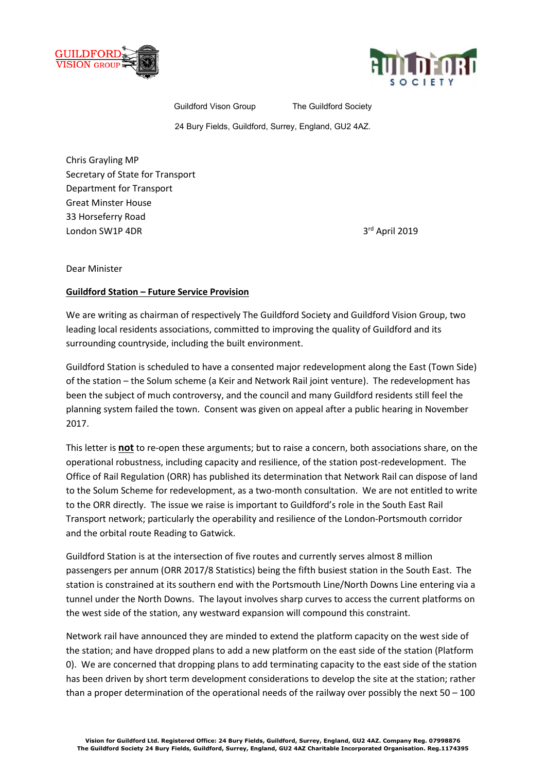Guildford Vison Group The Guildford Society

24 Bury Fields, Guildford, Surrey, England, GU2 4AZ.

Chris Grayling MP
Secretary of State for Transport
Department for Transport
Great Minster House
33 Horseferry Road
London SW1P 4DR

3rd April 2019

Dear Minister

**Guildford Station – Future Service Provision**

We are writing as chairman of respectively The Guildford Society and Guildford Vision Group, two leading local residents associations, committed to improving the quality of Guildford and its surrounding countryside, including the built environment.

Guildford Station is scheduled to have a consented major redevelopment along the East (Town Side) of the station – the Solum scheme (a Keir and Network Rail joint venture). The redevelopment has been the subject of much controversy, and the council and many Guildford residents still feel the planning system failed the town. Consent was given on appeal after a public hearing in November 2017.

This letter is **not** to re-open these arguments; but to raise a concern, both associations share, on the operational robustness, including capacity and resilience, of the station post-redevelopment. The Office of Rail Regulation (ORR) has published its determination that Network Rail can dispose of land to the Solum Scheme for redevelopment, as a two-month consultation. We are not entitled to write to the ORR directly. The issue we raise is important to Guildford's role in the South East Rail Transport network; particularly the operability and resilience of the London-Portsmouth corridor and the orbital route Reading to Gatwick.

Guildford Station is at the intersection of five routes and currently serves almost 8 million passengers per annum (ORR 2017/8 Statistics) being the fifth busiest station in the South East. The station is constrained at its southern end with the Portsmouth Line/North Downs Line entering via a tunnel under the North Downs. The layout involves sharp curves to access the current platforms on the west side of the station, any westward expansion will compound this constraint.

Network rail have announced they are minded to extend the platform capacity on the west side of the station; and have dropped plans to add a new platform on the east side of the station (Platform 0). We are concerned that dropping plans to add terminating capacity to the east side of the station has been driven by short term development considerations to develop the site at the station; rather than a proper determination of the operational needs of the railway over possibly the next 50 – 100

Vision for Guildford Ltd. Registered Office: 24 Bury Fields, Guildford, Surrey, England, GU2 4AZ. Company Reg. 07998876
The Guildford Society 24 Bury Fields, Guildford, Surrey, England, GU2 4AZ Charitable Incorporated Organisation. Reg.1174395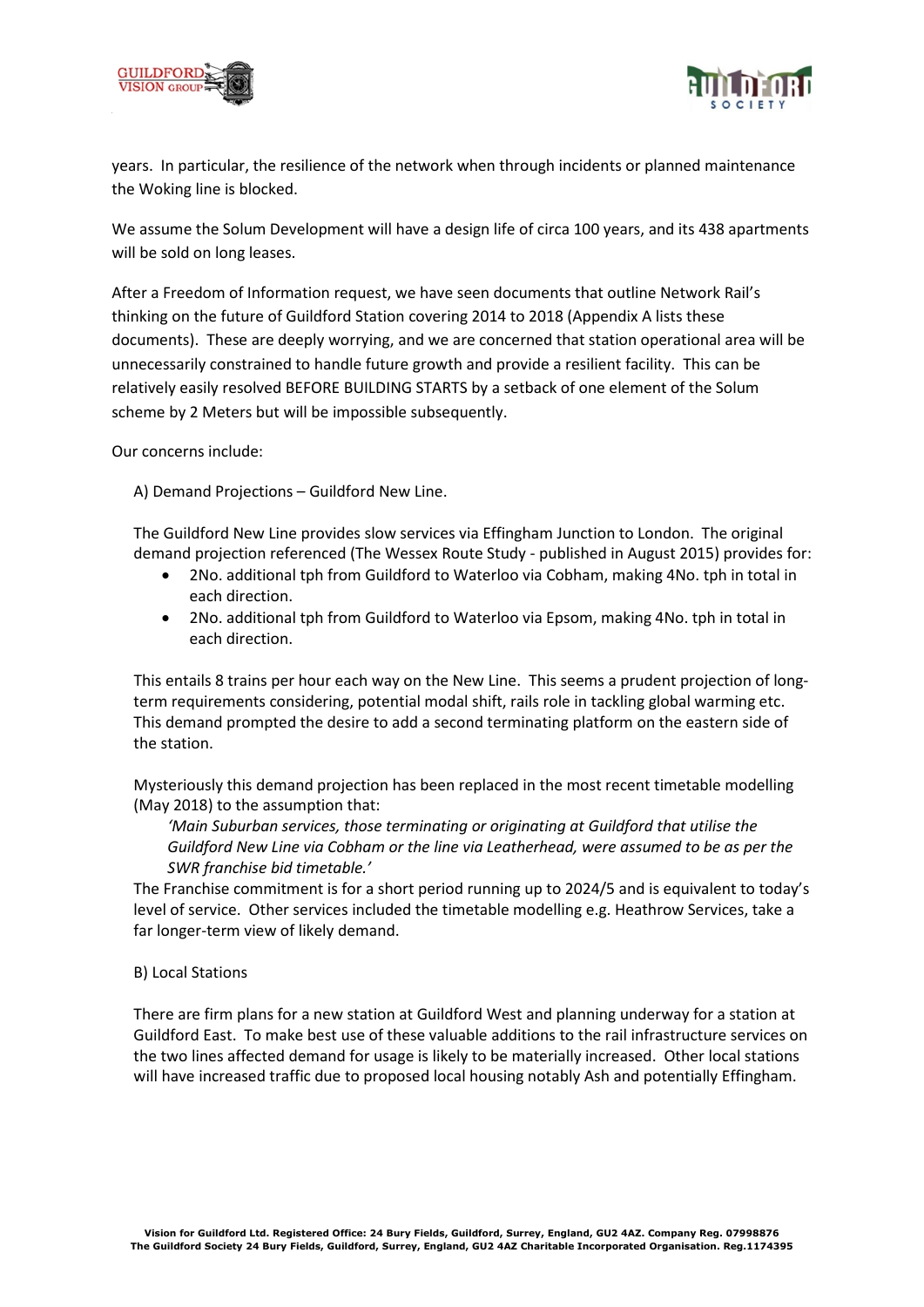years. In particular, the resilience of the network when through incidents or planned maintenance the Woking line is blocked.

We assume the Solum Development will have a design life of circa 100 years, and its 438 apartments will be sold on long leases.

After a Freedom of Information request, we have seen documents that outline Network Rail's thinking on the future of Guildford Station covering 2014 to 2018 (Appendix A lists these documents). These are deeply worrying, and we are concerned that station operational area will be unnecessarily constrained to handle future growth and provide a resilient facility. This can be relatively easily resolved BEFORE BUILDING STARTS by a setback of one element of the Solum scheme by 2 Meters but will be impossible subsequently.

Our concerns include:

A) Demand Projections – Guildford New Line.

The Guildford New Line provides slow services via Effingham Junction to London. The original demand projection referenced (The Wessex Route Study - published in August 2015) provides for:

- 2No. additional tph from Guildford to Waterloo via Cobham, making 4No. tph in total in each direction.
- 2No. additional tph from Guildford to Waterloo via Epsom, making 4No. tph in total in each direction.

This entails 8 trains per hour each way on the New Line. This seems a prudent projection of long-term requirements considering, potential modal shift, rails role in tackling global warming etc. This demand prompted the desire to add a second terminating platform on the eastern side of the station.

Mysteriously this demand projection has been replaced in the most recent timetable modelling (May 2018) to the assumption that:

> *'Main Suburban services, those terminating or originating at Guildford that utilise the Guildford New Line via Cobham or the line via Leatherhead, were assumed to be as per the SWR franchise bid timetable.'*

The Franchise commitment is for a short period running up to 2024/5 and is equivalent to today's level of service. Other services included the timetable modelling e.g. Heathrow Services, take a far longer-term view of likely demand.

B) Local Stations

There are firm plans for a new station at Guildford West and planning underway for a station at Guildford East. To make best use of these valuable additions to the rail infrastructure services on the two lines affected demand for usage is likely to be materially increased. Other local stations will have increased traffic due to proposed local housing notably Ash and potentially Effingham.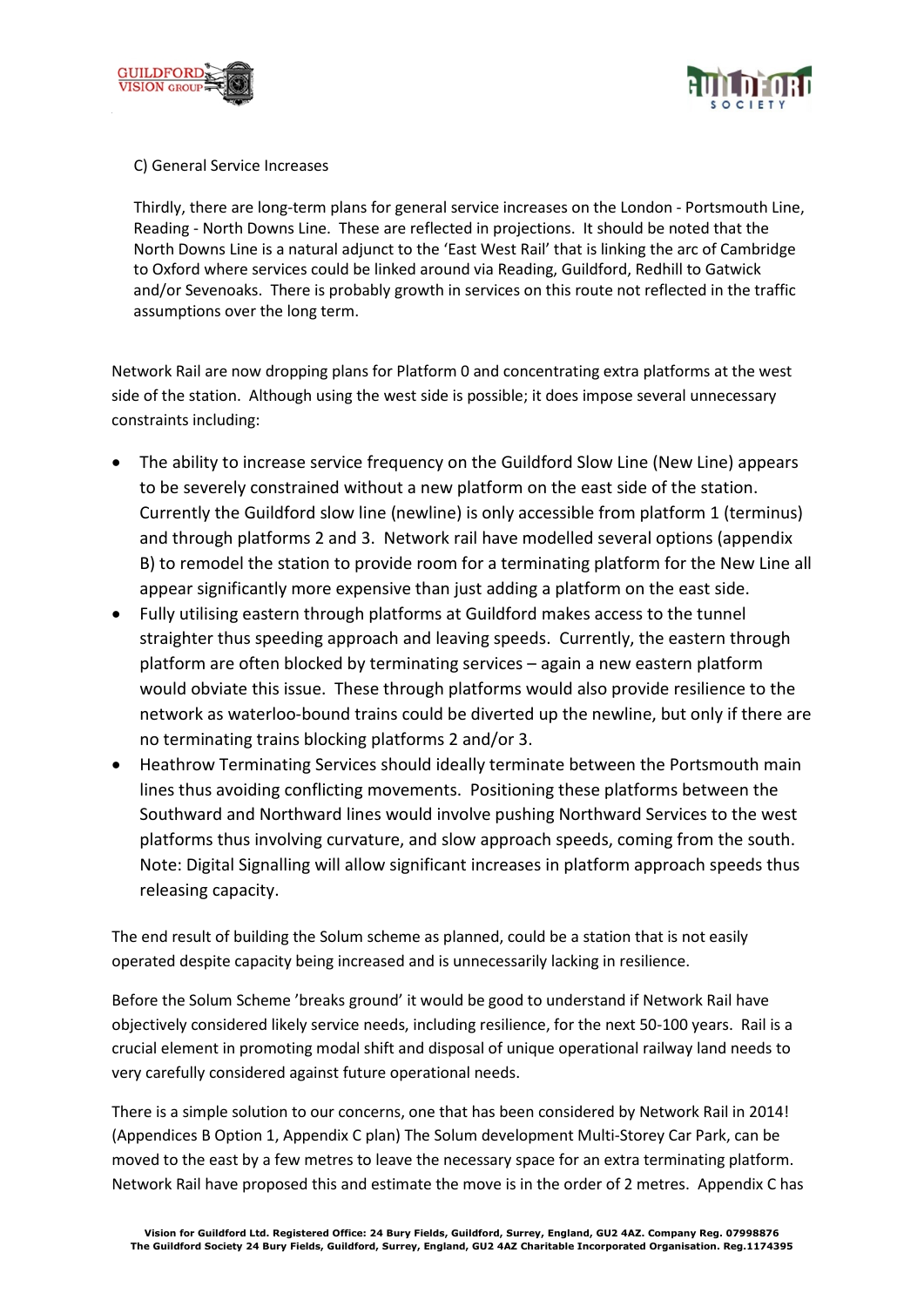C) General Service Increases

Thirdly, there are long-term plans for general service increases on the London - Portsmouth Line, Reading - North Downs Line. These are reflected in projections. It should be noted that the North Downs Line is a natural adjunct to the 'East West Rail' that is linking the arc of Cambridge to Oxford where services could be linked around via Reading, Guildford, Redhill to Gatwick and/or Sevenoaks. There is probably growth in services on this route not reflected in the traffic assumptions over the long term.

Network Rail are now dropping plans for Platform 0 and concentrating extra platforms at the west side of the station. Although using the west side is possible; it does impose several unnecessary constraints including:

- The ability to increase service frequency on the Guildford Slow Line (New Line) appears to be severely constrained without a new platform on the east side of the station. Currently the Guildford slow line (newline) is only accessible from platform 1 (terminus) and through platforms 2 and 3. Network rail have modelled several options (appendix B) to remodel the station to provide room for a terminating platform for the New Line all appear significantly more expensive than just adding a platform on the east side.
- Fully utilising eastern through platforms at Guildford makes access to the tunnel straighter thus speeding approach and leaving speeds. Currently, the eastern through platform are often blocked by terminating services – again a new eastern platform would obviate this issue. These through platforms would also provide resilience to the network as waterloo-bound trains could be diverted up the newline, but only if there are no terminating trains blocking platforms 2 and/or 3.
- Heathrow Terminating Services should ideally terminate between the Portsmouth main lines thus avoiding conflicting movements. Positioning these platforms between the Southward and Northward lines would involve pushing Northward Services to the west platforms thus involving curvature, and slow approach speeds, coming from the south. Note: Digital Signalling will allow significant increases in platform approach speeds thus releasing capacity.

The end result of building the Solum scheme as planned, could be a station that is not easily operated despite capacity being increased and is unnecessarily lacking in resilience.

Before the Solum Scheme 'breaks ground' it would be good to understand if Network Rail have objectively considered likely service needs, including resilience, for the next 50-100 years. Rail is a crucial element in promoting modal shift and disposal of unique operational railway land needs to very carefully considered against future operational needs.

There is a simple solution to our concerns, one that has been considered by Network Rail in 2014! (Appendices B Option 1, Appendix C plan) The Solum development Multi-Storey Car Park, can be moved to the east by a few metres to leave the necessary space for an extra terminating platform. Network Rail have proposed this and estimate the move is in the order of 2 metres. Appendix C has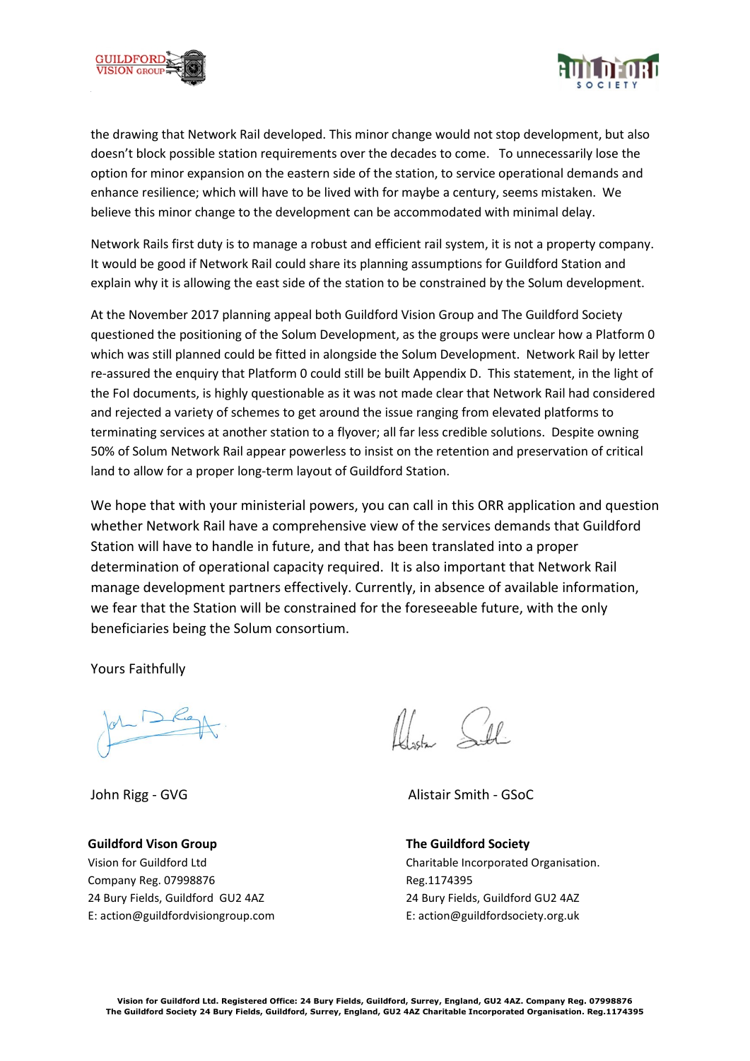the drawing that Network Rail developed. This minor change would not stop development, but also doesn't block possible station requirements over the decades to come. To unnecessarily lose the option for minor expansion on the eastern side of the station, to service operational demands and enhance resilience; which will have to be lived with for maybe a century, seems mistaken. We believe this minor change to the development can be accommodated with minimal delay.

Network Rails first duty is to manage a robust and efficient rail system, it is not a property company. It would be good if Network Rail could share its planning assumptions for Guildford Station and explain why it is allowing the east side of the station to be constrained by the Solum development.

At the November 2017 planning appeal both Guildford Vision Group and The Guildford Society questioned the positioning of the Solum Development, as the groups were unclear how a Platform 0 which was still planned could be fitted in alongside the Solum Development. Network Rail by letter re-assured the enquiry that Platform 0 could still be built Appendix D. This statement, in the light of the FoI documents, is highly questionable as it was not made clear that Network Rail had considered and rejected a variety of schemes to get around the issue ranging from elevated platforms to terminating services at another station to a flyover; all far less credible solutions. Despite owning 50% of Solum Network Rail appear powerless to insist on the retention and preservation of critical land to allow for a proper long-term layout of Guildford Station.

We hope that with your ministerial powers, you can call in this ORR application and question whether Network Rail have a comprehensive view of the services demands that Guildford Station will have to handle in future, and that has been translated into a proper determination of operational capacity required. It is also important that Network Rail manage development partners effectively. Currently, in absence of available information, we fear that the Station will be constrained for the foreseeable future, with the only beneficiaries being the Solum consortium.

Yours Faithfully

John Rigg - GVG

**Guildford Vison Group**
Vision for Guildford Ltd
Company Reg. 07998876
24 Bury Fields, Guildford GU2 4AZ
E: action@guildfordvisiongroup.com

Alistair Smith - GSoC

**The Guildford Society**
Charitable Incorporated Organisation.
Reg.1174395
24 Bury Fields, Guildford GU2 4AZ
E: action@guildfordsociety.org.uk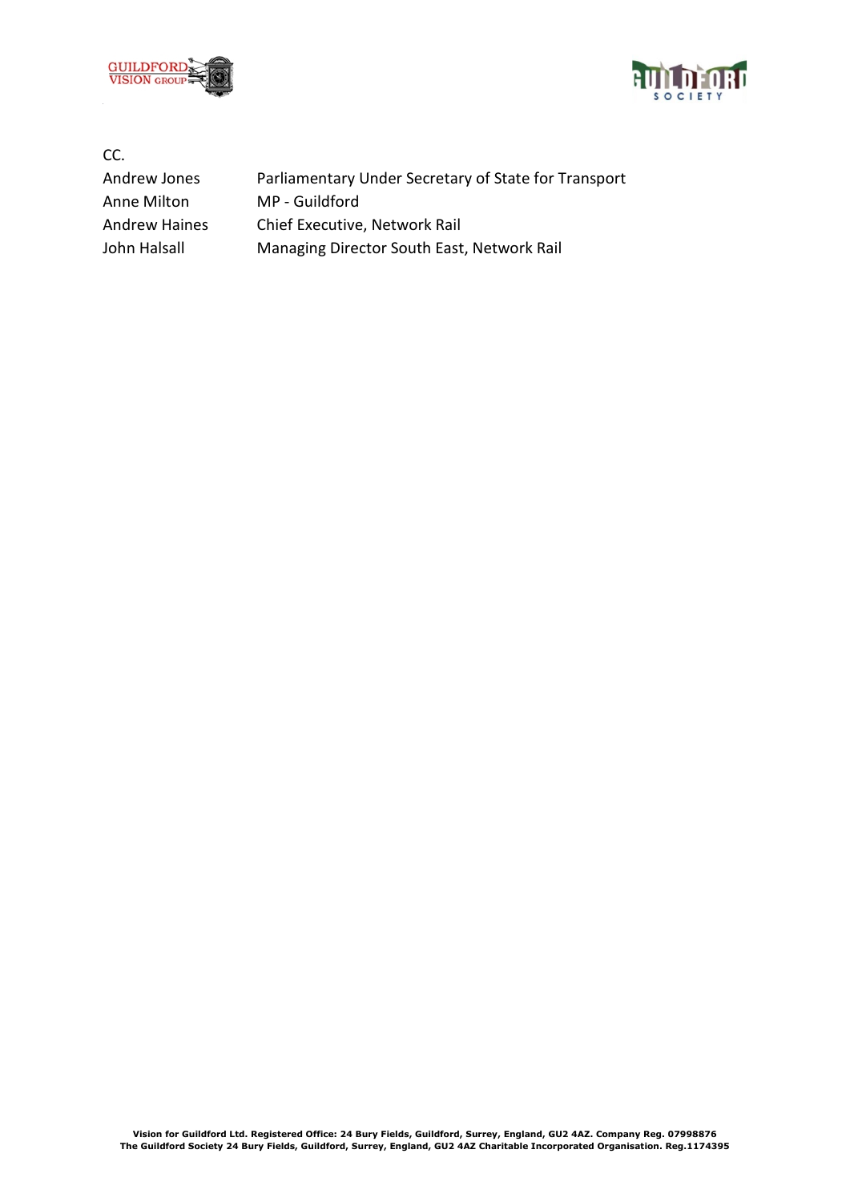CC.

| | |
|---|---|
| Andrew Jones | Parliamentary Under Secretary of State for Transport |
| Anne Milton | MP - Guildford |
| Andrew Haines | Chief Executive, Network Rail |
| John Halsall | Managing Director South East, Network Rail |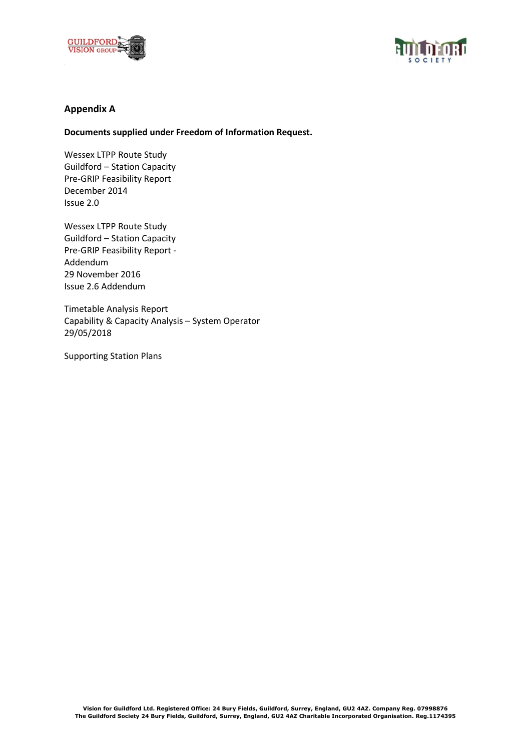## Appendix A

**Documents supplied under Freedom of Information Request.**

Wessex LTPP Route Study
Guildford – Station Capacity
Pre-GRIP Feasibility Report
December 2014
Issue 2.0

Wessex LTPP Route Study
Guildford – Station Capacity
Pre-GRIP Feasibility Report -
Addendum
29 November 2016
Issue 2.6 Addendum

Timetable Analysis Report
Capability & Capacity Analysis – System Operator
29/05/2018

Supporting Station Plans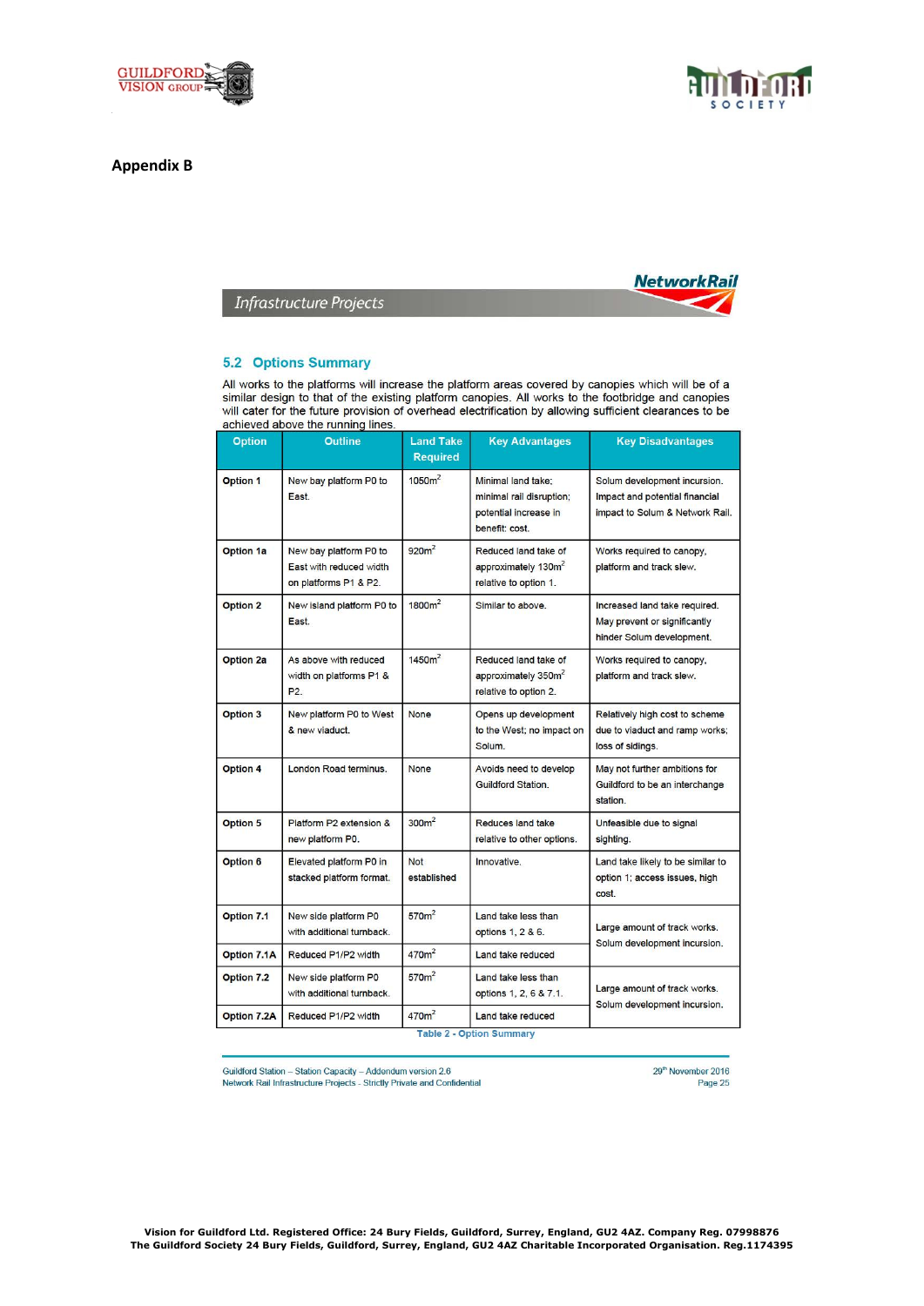## Appendix B

*Infrastructure Projects*

### 5.2 Options Summary

All works to the platforms will increase the platform areas covered by canopies which will be of a similar design to that of the existing platform canopies. All works to the footbridge and canopies will cater for the future provision of overhead electrification by allowing sufficient clearances to be achieved above the running lines.

| Option | Outline | Land Take Required | Key Advantages | Key Disadvantages |
|---|---|---|---|---|
| Option 1 | New bay platform P0 to East. | 1050m$^2$ | Minimal land take; minimal rail disruption; potential increase in benefit: cost. | Solum development incursion. Impact and potential financial impact to Solum & Network Rail. |
| Option 1a | New bay platform P0 to East with reduced width on platforms P1 & P2. | 920m$^2$ | Reduced land take of approximately 130m$^2$ relative to option 1. | Works required to canopy, platform and track slew. |
| Option 2 | New island platform P0 to East. | 1800m$^2$ | Similar to above. | Increased land take required. May prevent or significantly hinder Solum development. |
| Option 2a | As above with reduced width on platforms P1 & P2. | 1450m$^2$ | Reduced land take of approximately 350m$^2$ relative to option 2. | Works required to canopy, platform and track slew. |
| Option 3 | New platform P0 to West & new viaduct. | None | Opens up development to the West; no impact on Solum. | Relatively high cost to scheme due to viaduct and ramp works; loss of sidings. |
| Option 4 | London Road terminus. | None | Avoids need to develop Guildford Station. | May not further ambitions for Guildford to be an interchange station. |
| Option 5 | Platform P2 extension & new platform P0. | 300m$^2$ | Reduces land take relative to other options. | Unfeasible due to signal sighting. |
| Option 6 | Elevated platform P0 in stacked platform format. | Not established | Innovative. | Land take likely to be similar to option 1; access issues, high cost. |
| Option 7.1 | New side platform P0 with additional turnback. | 570m$^2$ | Land take less than options 1, 2 & 6. | Large amount of track works. Solum development incursion. |
| Option 7.1A | Reduced P1/P2 width | 470m$^2$ | Land take reduced | |
| Option 7.2 | New side platform P0 with additional turnback. | 570m$^2$ | Land take less than options 1, 2, 6 & 7.1. | Large amount of track works. Solum development incursion. |
| Option 7.2A | Reduced P1/P2 width | 470m$^2$ | Land take reduced | |

Table 2 - Option Summary

Guildford Station – Station Capacity – Addendum version 2.6
Network Rail Infrastructure Projects – Strictly Private and Confidential

29th November 2016
Page 25

Vision for Guildford Ltd. Registered Office: 24 Bury Fields, Guildford, Surrey, England, GU2 4AZ. Company Reg. 07998876
The Guildford Society 24 Bury Fields, Guildford, Surrey, England, GU2 4AZ Charitable Incorporated Organisation. Reg.1174395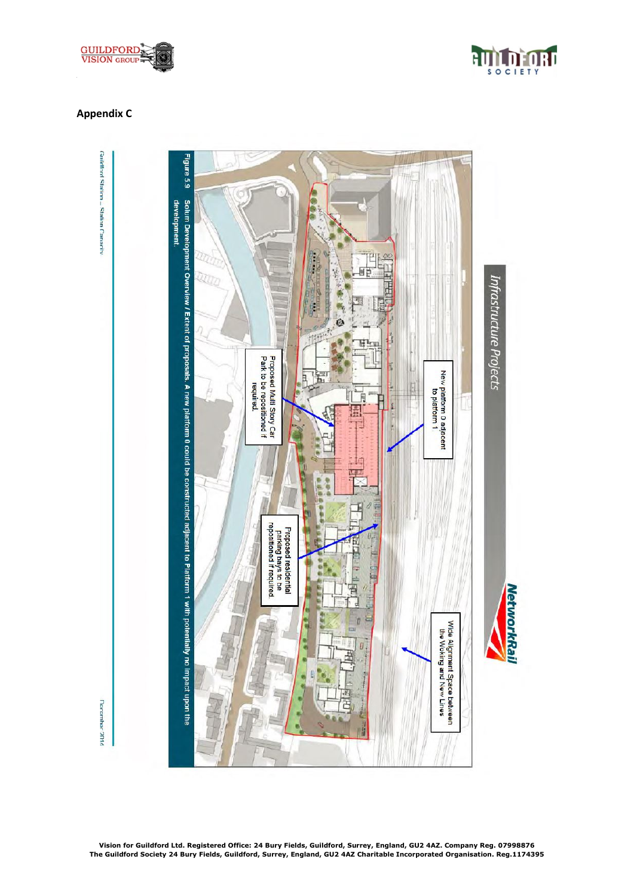## Appendix C

Infrastructure Projects

New platform 0 adjacent to platform 1

Proposed Multi Story Car Park to be repositioned if required.

Proposed residential parking bays to be repositioned if required.

Wide Alignment Space between the Woking and New Lines

Figure 5.9 Solum Development Overview / Extent of proposals. A new platform 0 could be constructed adjacent to Platform 1 with potentially no impact upon the development.

Guildford Station – Station Capacity

December 2014

Vision for Guildford Ltd. Registered Office: 24 Bury Fields, Guildford, Surrey, England, GU2 4AZ. Company Reg. 07998876
The Guildford Society 24 Bury Fields, Guildford, Surrey, England, GU2 4AZ Charitable Incorporated Organisation. Reg.1174395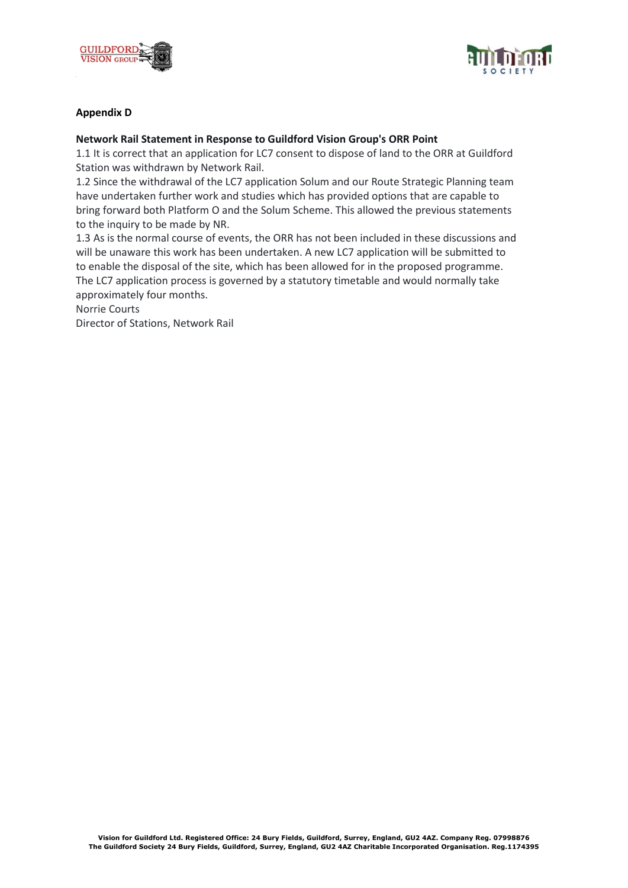**Appendix D**

**Network Rail Statement in Response to Guildford Vision Group's ORR Point**

1.1 It is correct that an application for LC7 consent to dispose of land to the ORR at Guildford Station was withdrawn by Network Rail.

1.2 Since the withdrawal of the LC7 application Solum and our Route Strategic Planning team have undertaken further work and studies which has provided options that are capable to bring forward both Platform O and the Solum Scheme. This allowed the previous statements to the inquiry to be made by NR.

1.3 As is the normal course of events, the ORR has not been included in these discussions and will be unaware this work has been undertaken. A new LC7 application will be submitted to to enable the disposal of the site, which has been allowed for in the proposed programme. The LC7 application process is governed by a statutory timetable and would normally take approximately four months.

Norrie Courts
Director of Stations, Network Rail